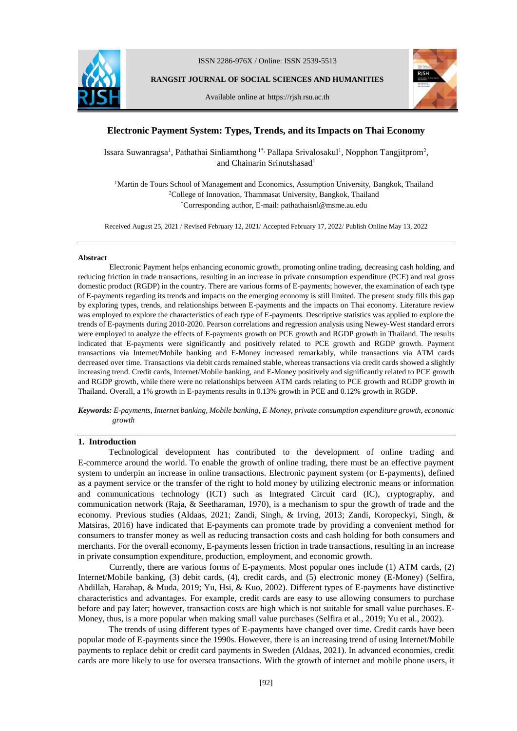ISSN 2286-976X / Online: ISSN 2539-5513

**RANGSIT JOURNAL OF SOCIAL SCIENCES AND HUMANITIES**

Available online at https://rjsh.rsu.ac.th

# Electronic Payment System: Types, Trends, and its Impacts on Thai Economy

Issara Suwanragsa[1], Pathathai Sinliamthong [1*], Pallapa Srivalosakul[1], Nopphon Tangjitprom[2], and Chainarin Srinutshasad[1]

[1]Martin de Tours School of Management and Economics, Assumption University, Bangkok, Thailand
[2]College of Innovation, Thammasat University, Bangkok, Thailand
[*]Corresponding author, E-mail: pathathaisnl@msme.au.edu

Received August 25, 2021 / Revised February 12, 2021/ Accepted February 17, 2022/ Publish Online May 13, 2022

## Abstract

Electronic Payment helps enhancing economic growth, promoting online trading, decreasing cash holding, and reducing friction in trade transactions, resulting in an increase in private consumption expenditure (PCE) and real gross domestic product (RGDP) in the country. There are various forms of E-payments; however, the examination of each type of E-payments regarding its trends and impacts on the emerging economy is still limited. The present study fills this gap by exploring types, trends, and relationships between E-payments and the impacts on Thai economy. Literature review was employed to explore the characteristics of each type of E-payments. Descriptive statistics was applied to explore the trends of E-payments during 2010-2020. Pearson correlations and regression analysis using Newey-West standard errors were employed to analyze the effects of E-payments growth on PCE growth and RGDP growth in Thailand. The results indicated that E-payments were significantly and positively related to PCE growth and RGDP growth. Payment transactions via Internet/Mobile banking and E-Money increased remarkably, while transactions via ATM cards decreased over time. Transactions via debit cards remained stable, whereas transactions via credit cards showed a slightly increasing trend. Credit cards, Internet/Mobile banking, and E-Money positively and significantly related to PCE growth and RGDP growth, while there were no relationships between ATM cards relating to PCE growth and RGDP growth in Thailand. Overall, a 1% growth in E-payments results in 0.13% growth in PCE and 0.12% growth in RGDP.

***Keywords:*** *E-payments, Internet banking, Mobile banking, E-Money, private consumption expenditure growth, economic growth*

## 1. Introduction

Technological development has contributed to the development of online trading and E-commerce around the world. To enable the growth of online trading, there must be an effective payment system to underpin an increase in online transactions. Electronic payment system (or E-payments), defined as a payment service or the transfer of the right to hold money by utilizing electronic means or information and communications technology (ICT) such as Integrated Circuit card (IC), cryptography, and communication network (Raja, & Seetharaman, 1970), is a mechanism to spur the growth of trade and the economy. Previous studies (Aldaas, 2021; Zandi, Singh, & Irving, 2013; Zandi, Koropeckyi, Singh, & Matsiras, 2016) have indicated that E-payments can promote trade by providing a convenient method for consumers to transfer money as well as reducing transaction costs and cash holding for both consumers and merchants. For the overall economy, E-payments lessen friction in trade transactions, resulting in an increase in private consumption expenditure, production, employment, and economic growth.

Currently, there are various forms of E-payments. Most popular ones include (1) ATM cards, (2) Internet/Mobile banking, (3) debit cards, (4), credit cards, and (5) electronic money (E-Money) (Selfira, Abdillah, Harahap, & Muda, 2019; Yu, Hsi, & Kuo, 2002). Different types of E-payments have distinctive characteristics and advantages. For example, credit cards are easy to use allowing consumers to purchase before and pay later; however, transaction costs are high which is not suitable for small value purchases. E-Money, thus, is a more popular when making small value purchases (Selfira et al., 2019; Yu et al., 2002).

The trends of using different types of E-payments have changed over time. Credit cards have been popular mode of E-payments since the 1990s. However, there is an increasing trend of using Internet/Mobile payments to replace debit or credit card payments in Sweden (Aldaas, 2021). In advanced economies, credit cards are more likely to use for oversea transactions. With the growth of internet and mobile phone users, it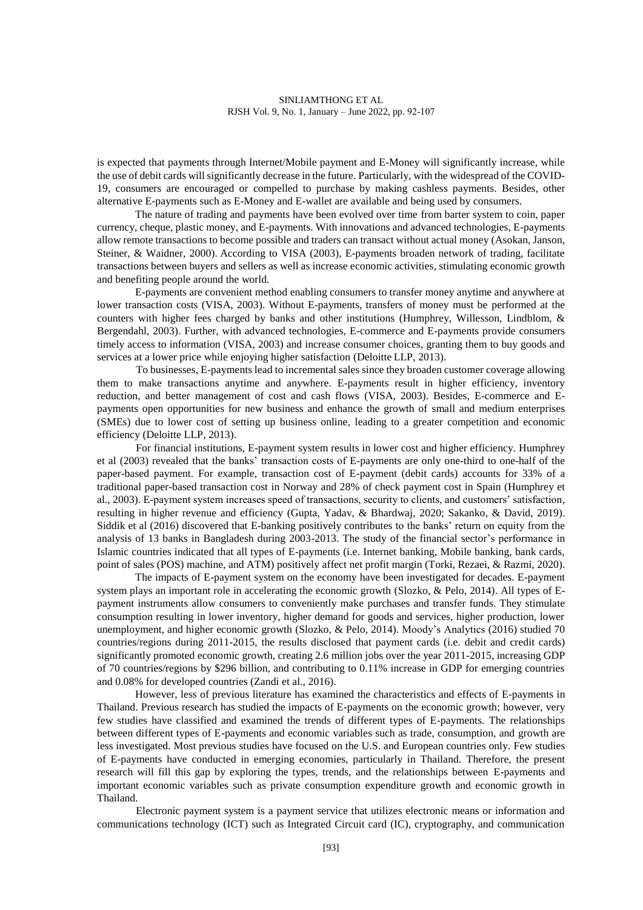is expected that payments through Internet/Mobile payment and E-Money will significantly increase, while the use of debit cards will significantly decrease in the future. Particularly, with the widespread of the COVID-19, consumers are encouraged or compelled to purchase by making cashless payments. Besides, other alternative E-payments such as E-Money and E-wallet are available and being used by consumers.

The nature of trading and payments have been evolved over time from barter system to coin, paper currency, cheque, plastic money, and E-payments. With innovations and advanced technologies, E-payments allow remote transactions to become possible and traders can transact without actual money (Asokan, Janson, Steiner, & Waidner, 2000). According to VISA (2003), E-payments broaden network of trading, facilitate transactions between buyers and sellers as well as increase economic activities, stimulating economic growth and benefiting people around the world.

E-payments are convenient method enabling consumers to transfer money anytime and anywhere at lower transaction costs (VISA, 2003). Without E-payments, transfers of money must be performed at the counters with higher fees charged by banks and other institutions (Humphrey, Willesson, Lindblom, & Bergendahl, 2003). Further, with advanced technologies, E-commerce and E-payments provide consumers timely access to information (VISA, 2003) and increase consumer choices, granting them to buy goods and services at a lower price while enjoying higher satisfaction (Deloitte LLP, 2013).

To businesses, E-payments lead to incremental sales since they broaden customer coverage allowing them to make transactions anytime and anywhere. E-payments result in higher efficiency, inventory reduction, and better management of cost and cash flows (VISA, 2003). Besides, E-commerce and E-payments open opportunities for new business and enhance the growth of small and medium enterprises (SMEs) due to lower cost of setting up business online, leading to a greater competition and economic efficiency (Deloitte LLP, 2013).

For financial institutions, E-payment system results in lower cost and higher efficiency. Humphrey et al (2003) revealed that the banks' transaction costs of E-payments are only one-third to one-half of the paper-based payment. For example, transaction cost of E-payment (debit cards) accounts for 33% of a traditional paper-based transaction cost in Norway and 28% of check payment cost in Spain (Humphrey et al., 2003). E-payment system increases speed of transactions, security to clients, and customers' satisfaction, resulting in higher revenue and efficiency (Gupta, Yadav, & Bhardwaj, 2020; Sakanko, & David, 2019). Siddik et al (2016) discovered that E-banking positively contributes to the banks' return on equity from the analysis of 13 banks in Bangladesh during 2003-2013. The study of the financial sector's performance in Islamic countries indicated that all types of E-payments (i.e. Internet banking, Mobile banking, bank cards, point of sales (POS) machine, and ATM) positively affect net profit margin (Torki, Rezaei, & Razmi, 2020).

The impacts of E-payment system on the economy have been investigated for decades. E-payment system plays an important role in accelerating the economic growth (Slozko, & Pelo, 2014). All types of E-payment instruments allow consumers to conveniently make purchases and transfer funds. They stimulate consumption resulting in lower inventory, higher demand for goods and services, higher production, lower unemployment, and higher economic growth (Slozko, & Pelo, 2014). Moody's Analytics (2016) studied 70 countries/regions during 2011-2015, the results disclosed that payment cards (i.e. debit and credit cards) significantly promoted economic growth, creating 2.6 million jobs over the year 2011-2015, increasing GDP of 70 countries/regions by \$296 billion, and contributing to 0.11% increase in GDP for emerging countries and 0.08% for developed countries (Zandi et al., 2016).

However, less of previous literature has examined the characteristics and effects of E-payments in Thailand. Previous research has studied the impacts of E-payments on the economic growth; however, very few studies have classified and examined the trends of different types of E-payments. The relationships between different types of E-payments and economic variables such as trade, consumption, and growth are less investigated. Most previous studies have focused on the U.S. and European countries only. Few studies of E-payments have conducted in emerging economies, particularly in Thailand. Therefore, the present research will fill this gap by exploring the types, trends, and the relationships between E-payments and important economic variables such as private consumption expenditure growth and economic growth in Thailand.

Electronic payment system is a payment service that utilizes electronic means or information and communications technology (ICT) such as Integrated Circuit card (IC), cryptography, and communication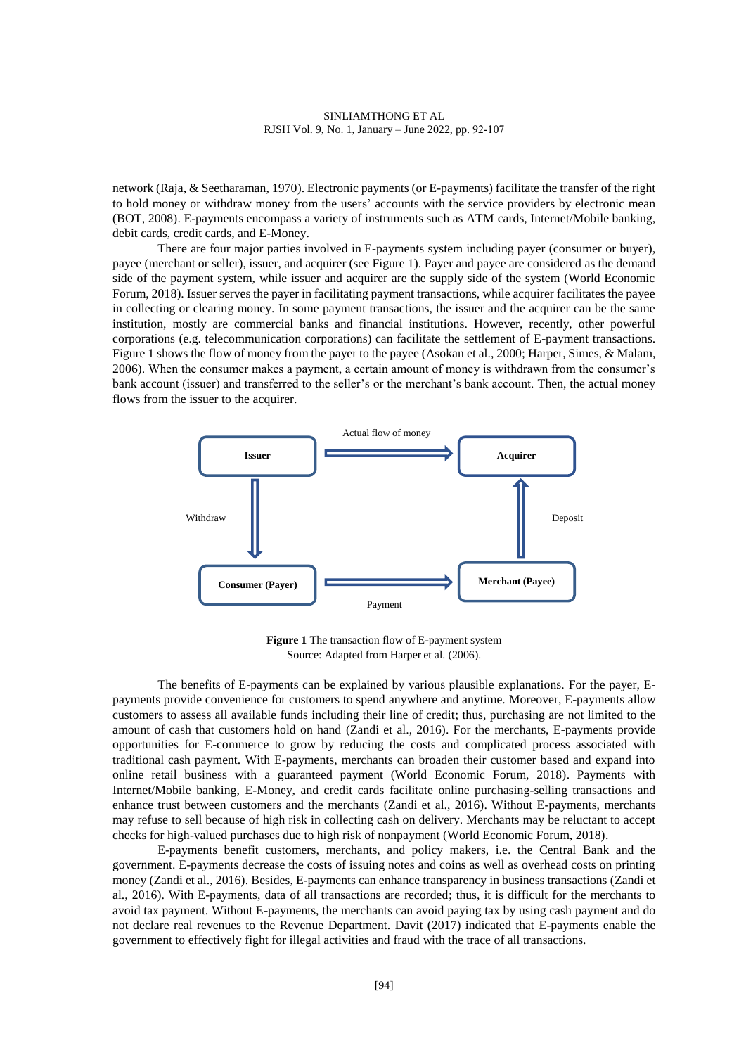network (Raja, & Seetharaman, 1970). Electronic payments (or E-payments) facilitate the transfer of the right to hold money or withdraw money from the users' accounts with the service providers by electronic mean (BOT, 2008). E-payments encompass a variety of instruments such as ATM cards, Internet/Mobile banking, debit cards, credit cards, and E-Money.

There are four major parties involved in E-payments system including payer (consumer or buyer), payee (merchant or seller), issuer, and acquirer (see Figure 1). Payer and payee are considered as the demand side of the payment system, while issuer and acquirer are the supply side of the system (World Economic Forum, 2018). Issuer serves the payer in facilitating payment transactions, while acquirer facilitates the payee in collecting or clearing money. In some payment transactions, the issuer and the acquirer can be the same institution, mostly are commercial banks and financial institutions. However, recently, other powerful corporations (e.g. telecommunication corporations) can facilitate the settlement of E-payment transactions. Figure 1 shows the flow of money from the payer to the payee (Asokan et al., 2000; Harper, Simes, & Malam, 2006). When the consumer makes a payment, a certain amount of money is withdrawn from the consumer's bank account (issuer) and transferred to the seller's or the merchant's bank account. Then, the actual money flows from the issuer to the acquirer.

Actual flow of money

**Issuer** → **Acquirer**

Withdraw (Issuer → Consumer) | Deposit (Merchant → Acquirer)

**Consumer (Payer)** → **Merchant (Payee)**

Payment

**Figure 1** The transaction flow of E-payment system
Source: Adapted from Harper et al. (2006).

The benefits of E-payments can be explained by various plausible explanations. For the payer, E-payments provide convenience for customers to spend anywhere and anytime. Moreover, E-payments allow customers to assess all available funds including their line of credit; thus, purchasing are not limited to the amount of cash that customers hold on hand (Zandi et al., 2016). For the merchants, E-payments provide opportunities for E-commerce to grow by reducing the costs and complicated process associated with traditional cash payment. With E-payments, merchants can broaden their customer based and expand into online retail business with a guaranteed payment (World Economic Forum, 2018). Payments with Internet/Mobile banking, E-Money, and credit cards facilitate online purchasing-selling transactions and enhance trust between customers and the merchants (Zandi et al., 2016). Without E-payments, merchants may refuse to sell because of high risk in collecting cash on delivery. Merchants may be reluctant to accept checks for high-valued purchases due to high risk of nonpayment (World Economic Forum, 2018).

E-payments benefit customers, merchants, and policy makers, i.e. the Central Bank and the government. E-payments decrease the costs of issuing notes and coins as well as overhead costs on printing money (Zandi et al., 2016). Besides, E-payments can enhance transparency in business transactions (Zandi et al., 2016). With E-payments, data of all transactions are recorded; thus, it is difficult for the merchants to avoid tax payment. Without E-payments, the merchants can avoid paying tax by using cash payment and do not declare real revenues to the Revenue Department. Davit (2017) indicated that E-payments enable the government to effectively fight for illegal activities and fraud with the trace of all transactions.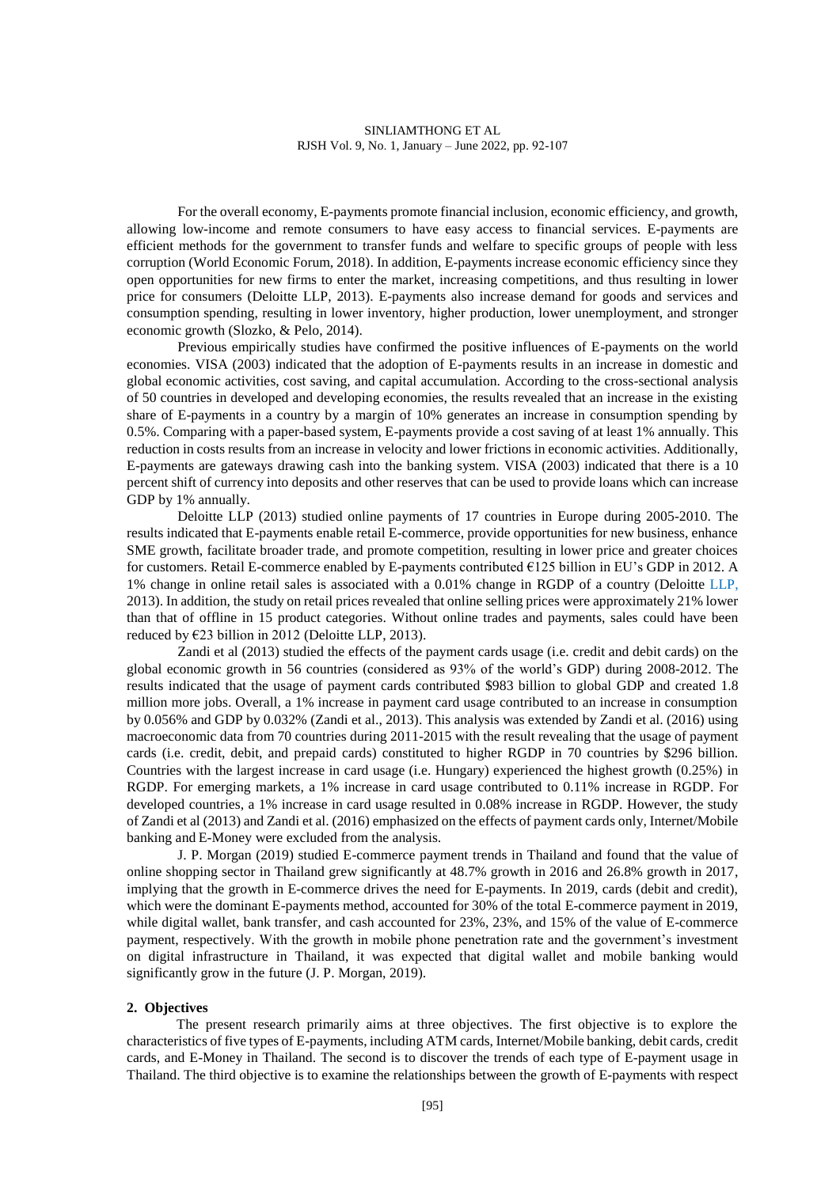For the overall economy, E-payments promote financial inclusion, economic efficiency, and growth, allowing low-income and remote consumers to have easy access to financial services. E-payments are efficient methods for the government to transfer funds and welfare to specific groups of people with less corruption (World Economic Forum, 2018). In addition, E-payments increase economic efficiency since they open opportunities for new firms to enter the market, increasing competitions, and thus resulting in lower price for consumers (Deloitte LLP, 2013). E-payments also increase demand for goods and services and consumption spending, resulting in lower inventory, higher production, lower unemployment, and stronger economic growth (Slozko, & Pelo, 2014).

Previous empirically studies have confirmed the positive influences of E-payments on the world economies. VISA (2003) indicated that the adoption of E-payments results in an increase in domestic and global economic activities, cost saving, and capital accumulation. According to the cross-sectional analysis of 50 countries in developed and developing economies, the results revealed that an increase in the existing share of E-payments in a country by a margin of 10% generates an increase in consumption spending by 0.5%. Comparing with a paper-based system, E-payments provide a cost saving of at least 1% annually. This reduction in costs results from an increase in velocity and lower frictions in economic activities. Additionally, E-payments are gateways drawing cash into the banking system. VISA (2003) indicated that there is a 10 percent shift of currency into deposits and other reserves that can be used to provide loans which can increase GDP by 1% annually.

Deloitte LLP (2013) studied online payments of 17 countries in Europe during 2005-2010. The results indicated that E-payments enable retail E-commerce, provide opportunities for new business, enhance SME growth, facilitate broader trade, and promote competition, resulting in lower price and greater choices for customers. Retail E-commerce enabled by E-payments contributed €125 billion in EU's GDP in 2012. A 1% change in online retail sales is associated with a 0.01% change in RGDP of a country (Deloitte LLP, 2013). In addition, the study on retail prices revealed that online selling prices were approximately 21% lower than that of offline in 15 product categories. Without online trades and payments, sales could have been reduced by €23 billion in 2012 (Deloitte LLP, 2013).

Zandi et al (2013) studied the effects of the payment cards usage (i.e. credit and debit cards) on the global economic growth in 56 countries (considered as 93% of the world's GDP) during 2008-2012. The results indicated that the usage of payment cards contributed \$983 billion to global GDP and created 1.8 million more jobs. Overall, a 1% increase in payment card usage contributed to an increase in consumption by 0.056% and GDP by 0.032% (Zandi et al., 2013). This analysis was extended by Zandi et al. (2016) using macroeconomic data from 70 countries during 2011-2015 with the result revealing that the usage of payment cards (i.e. credit, debit, and prepaid cards) constituted to higher RGDP in 70 countries by \$296 billion. Countries with the largest increase in card usage (i.e. Hungary) experienced the highest growth (0.25%) in RGDP. For emerging markets, a 1% increase in card usage contributed to 0.11% increase in RGDP. For developed countries, a 1% increase in card usage resulted in 0.08% increase in RGDP. However, the study of Zandi et al (2013) and Zandi et al. (2016) emphasized on the effects of payment cards only, Internet/Mobile banking and E-Money were excluded from the analysis.

J. P. Morgan (2019) studied E-commerce payment trends in Thailand and found that the value of online shopping sector in Thailand grew significantly at 48.7% growth in 2016 and 26.8% growth in 2017, implying that the growth in E-commerce drives the need for E-payments. In 2019, cards (debit and credit), which were the dominant E-payments method, accounted for 30% of the total E-commerce payment in 2019, while digital wallet, bank transfer, and cash accounted for 23%, 23%, and 15% of the value of E-commerce payment, respectively. With the growth in mobile phone penetration rate and the government's investment on digital infrastructure in Thailand, it was expected that digital wallet and mobile banking would significantly grow in the future (J. P. Morgan, 2019).

## 2. Objectives

The present research primarily aims at three objectives. The first objective is to explore the characteristics of five types of E-payments, including ATM cards, Internet/Mobile banking, debit cards, credit cards, and E-Money in Thailand. The second is to discover the trends of each type of E-payment usage in Thailand. The third objective is to examine the relationships between the growth of E-payments with respect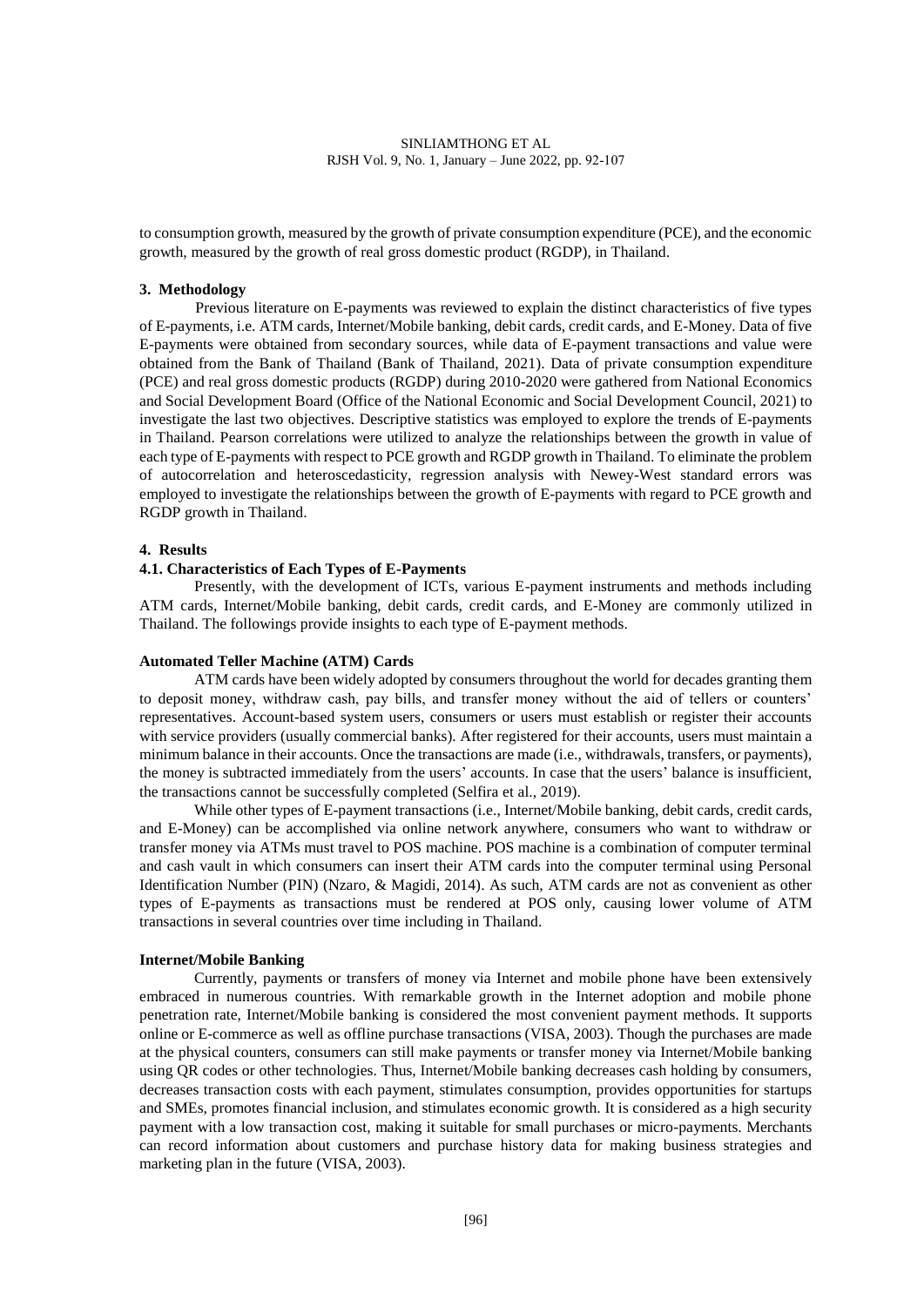to consumption growth, measured by the growth of private consumption expenditure (PCE), and the economic growth, measured by the growth of real gross domestic product (RGDP), in Thailand.

## 3. Methodology

Previous literature on E-payments was reviewed to explain the distinct characteristics of five types of E-payments, i.e. ATM cards, Internet/Mobile banking, debit cards, credit cards, and E-Money. Data of five E-payments were obtained from secondary sources, while data of E-payment transactions and value were obtained from the Bank of Thailand (Bank of Thailand, 2021). Data of private consumption expenditure (PCE) and real gross domestic products (RGDP) during 2010-2020 were gathered from National Economics and Social Development Board (Office of the National Economic and Social Development Council, 2021) to investigate the last two objectives. Descriptive statistics was employed to explore the trends of E-payments in Thailand. Pearson correlations were utilized to analyze the relationships between the growth in value of each type of E-payments with respect to PCE growth and RGDP growth in Thailand. To eliminate the problem of autocorrelation and heteroscedasticity, regression analysis with Newey-West standard errors was employed to investigate the relationships between the growth of E-payments with regard to PCE growth and RGDP growth in Thailand.

## 4. Results

### 4.1. Characteristics of Each Types of E-Payments

Presently, with the development of ICTs, various E-payment instruments and methods including ATM cards, Internet/Mobile banking, debit cards, credit cards, and E-Money are commonly utilized in Thailand. The followings provide insights to each type of E-payment methods.

#### Automated Teller Machine (ATM) Cards

ATM cards have been widely adopted by consumers throughout the world for decades granting them to deposit money, withdraw cash, pay bills, and transfer money without the aid of tellers or counters' representatives. Account-based system users, consumers or users must establish or register their accounts with service providers (usually commercial banks). After registered for their accounts, users must maintain a minimum balance in their accounts. Once the transactions are made (i.e., withdrawals, transfers, or payments), the money is subtracted immediately from the users' accounts. In case that the users' balance is insufficient, the transactions cannot be successfully completed (Selfira et al., 2019).

While other types of E-payment transactions (i.e., Internet/Mobile banking, debit cards, credit cards, and E-Money) can be accomplished via online network anywhere, consumers who want to withdraw or transfer money via ATMs must travel to POS machine. POS machine is a combination of computer terminal and cash vault in which consumers can insert their ATM cards into the computer terminal using Personal Identification Number (PIN) (Nzaro, & Magidi, 2014). As such, ATM cards are not as convenient as other types of E-payments as transactions must be rendered at POS only, causing lower volume of ATM transactions in several countries over time including in Thailand.

#### Internet/Mobile Banking

Currently, payments or transfers of money via Internet and mobile phone have been extensively embraced in numerous countries. With remarkable growth in the Internet adoption and mobile phone penetration rate, Internet/Mobile banking is considered the most convenient payment methods. It supports online or E-commerce as well as offline purchase transactions (VISA, 2003). Though the purchases are made at the physical counters, consumers can still make payments or transfer money via Internet/Mobile banking using QR codes or other technologies. Thus, Internet/Mobile banking decreases cash holding by consumers, decreases transaction costs with each payment, stimulates consumption, provides opportunities for startups and SMEs, promotes financial inclusion, and stimulates economic growth. It is considered as a high security payment with a low transaction cost, making it suitable for small purchases or micro-payments. Merchants can record information about customers and purchase history data for making business strategies and marketing plan in the future (VISA, 2003).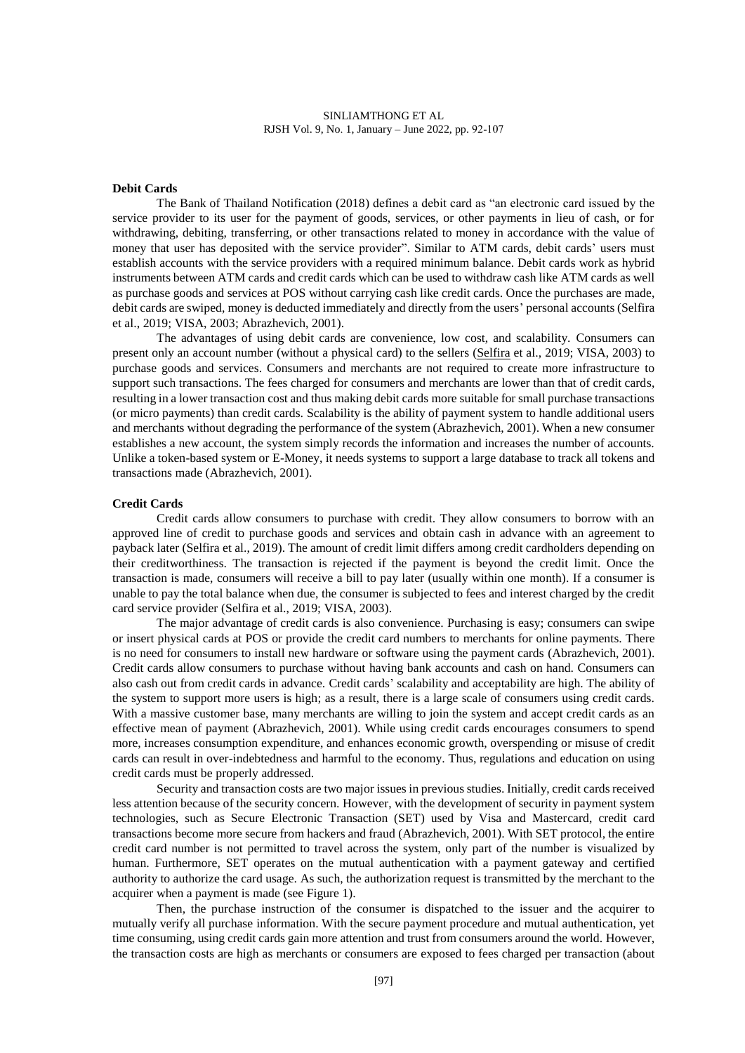**Debit Cards**

The Bank of Thailand Notification (2018) defines a debit card as "an electronic card issued by the service provider to its user for the payment of goods, services, or other payments in lieu of cash, or for withdrawing, debiting, transferring, or other transactions related to money in accordance with the value of money that user has deposited with the service provider". Similar to ATM cards, debit cards' users must establish accounts with the service providers with a required minimum balance. Debit cards work as hybrid instruments between ATM cards and credit cards which can be used to withdraw cash like ATM cards as well as purchase goods and services at POS without carrying cash like credit cards. Once the purchases are made, debit cards are swiped, money is deducted immediately and directly from the users' personal accounts (Selfira et al., 2019; VISA, 2003; Abrazhevich, 2001).

The advantages of using debit cards are convenience, low cost, and scalability. Consumers can present only an account number (without a physical card) to the sellers (Selfira et al., 2019; VISA, 2003) to purchase goods and services. Consumers and merchants are not required to create more infrastructure to support such transactions. The fees charged for consumers and merchants are lower than that of credit cards, resulting in a lower transaction cost and thus making debit cards more suitable for small purchase transactions (or micro payments) than credit cards. Scalability is the ability of payment system to handle additional users and merchants without degrading the performance of the system (Abrazhevich, 2001). When a new consumer establishes a new account, the system simply records the information and increases the number of accounts. Unlike a token-based system or E-Money, it needs systems to support a large database to track all tokens and transactions made (Abrazhevich, 2001).

**Credit Cards**

Credit cards allow consumers to purchase with credit. They allow consumers to borrow with an approved line of credit to purchase goods and services and obtain cash in advance with an agreement to payback later (Selfira et al., 2019). The amount of credit limit differs among credit cardholders depending on their creditworthiness. The transaction is rejected if the payment is beyond the credit limit. Once the transaction is made, consumers will receive a bill to pay later (usually within one month). If a consumer is unable to pay the total balance when due, the consumer is subjected to fees and interest charged by the credit card service provider (Selfira et al., 2019; VISA, 2003).

The major advantage of credit cards is also convenience. Purchasing is easy; consumers can swipe or insert physical cards at POS or provide the credit card numbers to merchants for online payments. There is no need for consumers to install new hardware or software using the payment cards (Abrazhevich, 2001). Credit cards allow consumers to purchase without having bank accounts and cash on hand. Consumers can also cash out from credit cards in advance. Credit cards' scalability and acceptability are high. The ability of the system to support more users is high; as a result, there is a large scale of consumers using credit cards. With a massive customer base, many merchants are willing to join the system and accept credit cards as an effective mean of payment (Abrazhevich, 2001). While using credit cards encourages consumers to spend more, increases consumption expenditure, and enhances economic growth, overspending or misuse of credit cards can result in over-indebtedness and harmful to the economy. Thus, regulations and education on using credit cards must be properly addressed.

Security and transaction costs are two major issues in previous studies. Initially, credit cards received less attention because of the security concern. However, with the development of security in payment system technologies, such as Secure Electronic Transaction (SET) used by Visa and Mastercard, credit card transactions become more secure from hackers and fraud (Abrazhevich, 2001). With SET protocol, the entire credit card number is not permitted to travel across the system, only part of the number is visualized by human. Furthermore, SET operates on the mutual authentication with a payment gateway and certified authority to authorize the card usage. As such, the authorization request is transmitted by the merchant to the acquirer when a payment is made (see Figure 1).

Then, the purchase instruction of the consumer is dispatched to the issuer and the acquirer to mutually verify all purchase information. With the secure payment procedure and mutual authentication, yet time consuming, using credit cards gain more attention and trust from consumers around the world. However, the transaction costs are high as merchants or consumers are exposed to fees charged per transaction (about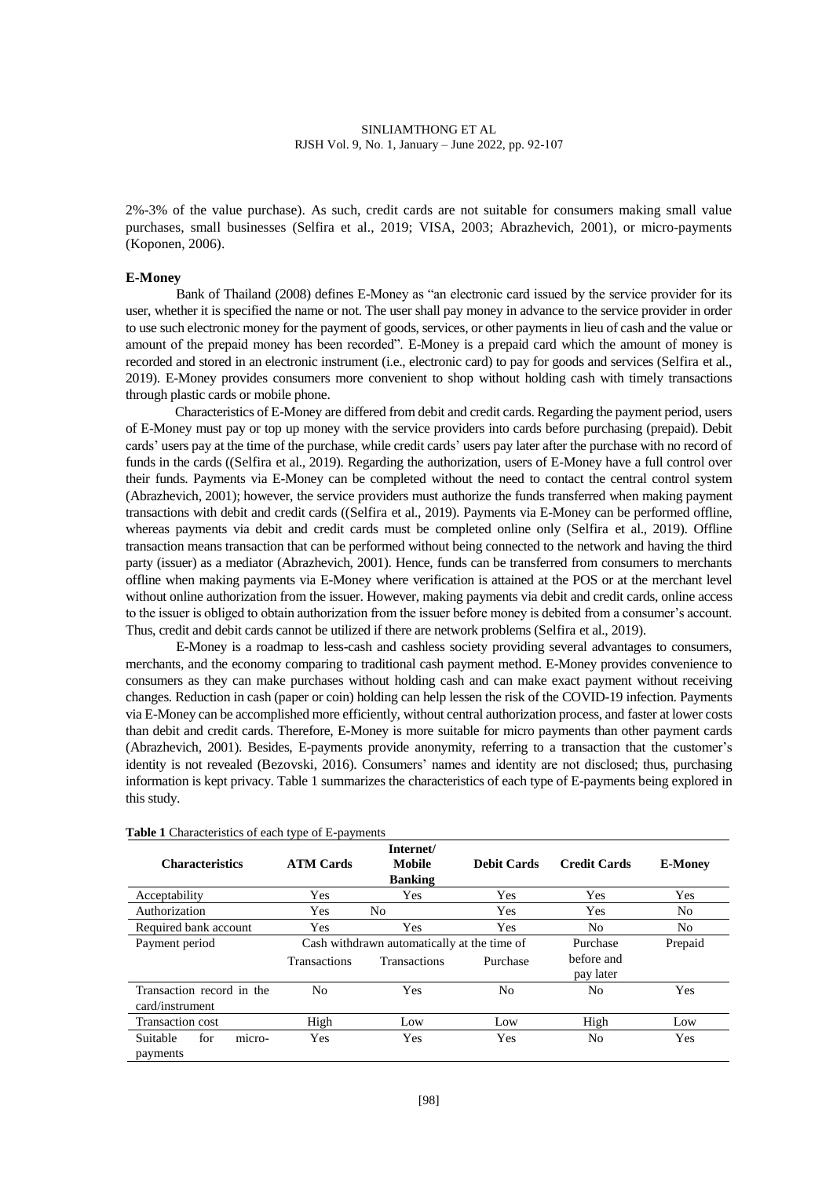2%-3% of the value purchase). As such, credit cards are not suitable for consumers making small value purchases, small businesses (Selfira et al., 2019; VISA, 2003; Abrazhevich, 2001), or micro-payments (Koponen, 2006).

### E-Money

Bank of Thailand (2008) defines E-Money as "an electronic card issued by the service provider for its user, whether it is specified the name or not. The user shall pay money in advance to the service provider in order to use such electronic money for the payment of goods, services, or other payments in lieu of cash and the value or amount of the prepaid money has been recorded". E-Money is a prepaid card which the amount of money is recorded and stored in an electronic instrument (i.e., electronic card) to pay for goods and services (Selfira et al., 2019). E-Money provides consumers more convenient to shop without holding cash with timely transactions through plastic cards or mobile phone.

Characteristics of E-Money are differed from debit and credit cards. Regarding the payment period, users of E-Money must pay or top up money with the service providers into cards before purchasing (prepaid). Debit cards' users pay at the time of the purchase, while credit cards' users pay later after the purchase with no record of funds in the cards ((Selfira et al., 2019). Regarding the authorization, users of E-Money have a full control over their funds. Payments via E-Money can be completed without the need to contact the central control system (Abrazhevich, 2001); however, the service providers must authorize the funds transferred when making payment transactions with debit and credit cards ((Selfira et al., 2019). Payments via E-Money can be performed offline, whereas payments via debit and credit cards must be completed online only (Selfira et al., 2019). Offline transaction means transaction that can be performed without being connected to the network and having the third party (issuer) as a mediator (Abrazhevich, 2001). Hence, funds can be transferred from consumers to merchants offline when making payments via E-Money where verification is attained at the POS or at the merchant level without online authorization from the issuer. However, making payments via debit and credit cards, online access to the issuer is obliged to obtain authorization from the issuer before money is debited from a consumer's account. Thus, credit and debit cards cannot be utilized if there are network problems (Selfira et al., 2019).

E-Money is a roadmap to less-cash and cashless society providing several advantages to consumers, merchants, and the economy comparing to traditional cash payment method. E-Money provides convenience to consumers as they can make purchases without holding cash and can make exact payment without receiving changes. Reduction in cash (paper or coin) holding can help lessen the risk of the COVID-19 infection. Payments via E-Money can be accomplished more efficiently, without central authorization process, and faster at lower costs than debit and credit cards. Therefore, E-Money is more suitable for micro payments than other payment cards (Abrazhevich, 2001). Besides, E-payments provide anonymity, referring to a transaction that the customer's identity is not revealed (Bezovski, 2016). Consumers' names and identity are not disclosed; thus, purchasing information is kept privacy. Table 1 summarizes the characteristics of each type of E-payments being explored in this study.

**Table 1** Characteristics of each type of E-payments

| Characteristics | ATM Cards | Internet/ Mobile Banking | Debit Cards | Credit Cards | E-Money |
|---|---|---|---|---|---|
| Acceptability | Yes | Yes | Yes | Yes | Yes |
| Authorization | Yes | No | Yes | Yes | No |
| Required bank account | Yes | Yes | Yes | No | No |
| Payment period | Cash withdrawn automatically at the time of Transactions | Transactions | Purchase | Purchase before and pay later | Prepaid |
| Transaction record in the card/instrument | No | Yes | No | No | Yes |
| Transaction cost | High | Low | Low | High | Low |
| Suitable for micro-payments | Yes | Yes | Yes | No | Yes |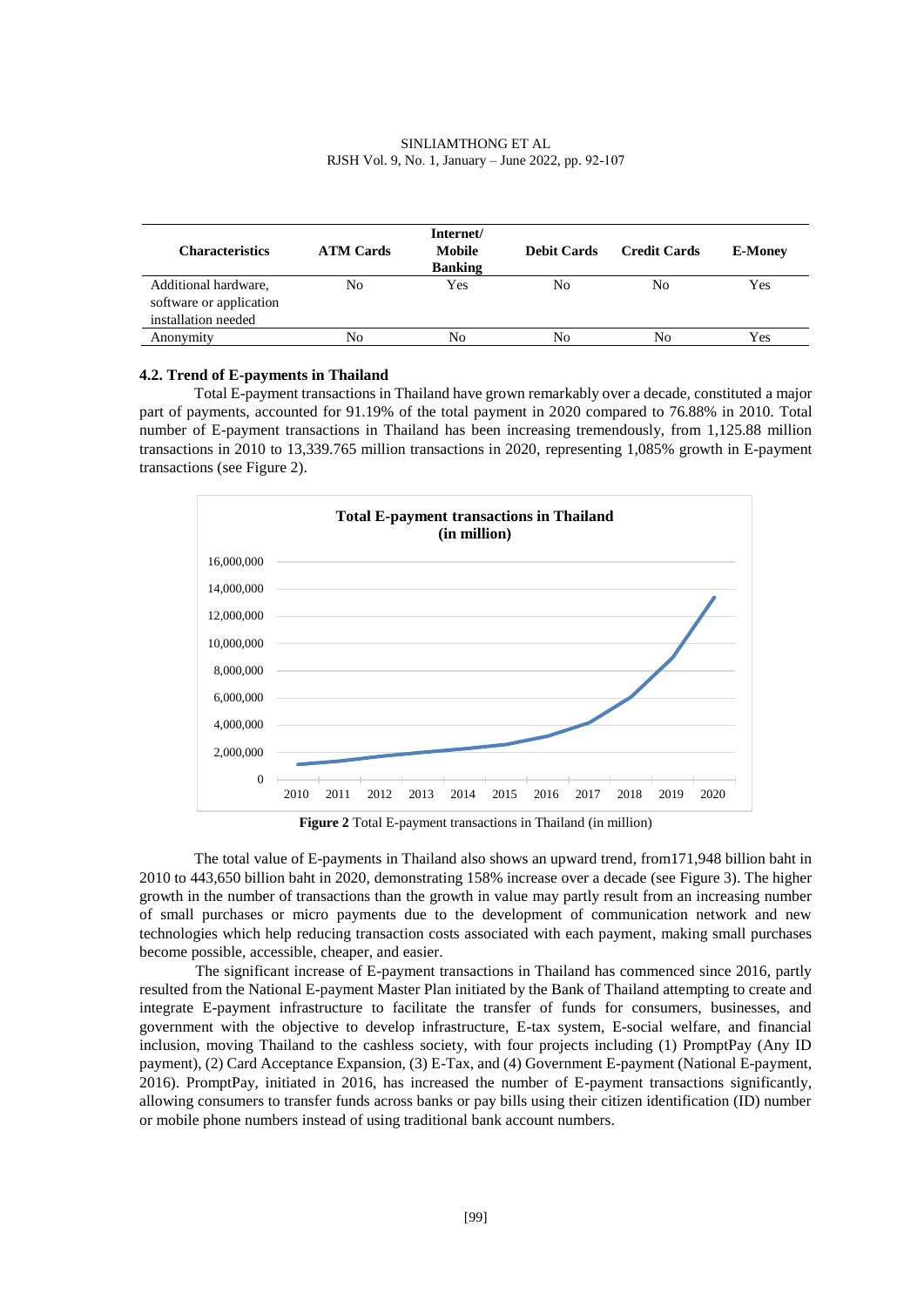| Characteristics | ATM Cards | Internet/ Mobile Banking | Debit Cards | Credit Cards | E-Money |
|---|---|---|---|---|---|
| Additional hardware, software or application installation needed | No | Yes | No | No | Yes |
| Anonymity | No | No | No | No | Yes |

### 4.2. Trend of E-payments in Thailand

Total E-payment transactions in Thailand have grown remarkably over a decade, constituted a major part of payments, accounted for 91.19% of the total payment in 2020 compared to 76.88% in 2010. Total number of E-payment transactions in Thailand has been increasing tremendously, from 1,125.88 million transactions in 2010 to 13,339.765 million transactions in 2020, representing 1,085% growth in E-payment transactions (see Figure 2).

**Figure 2** Total E-payment transactions in Thailand (in million)

The total value of E-payments in Thailand also shows an upward trend, from171,948 billion baht in 2010 to 443,650 billion baht in 2020, demonstrating 158% increase over a decade (see Figure 3). The higher growth in the number of transactions than the growth in value may partly result from an increasing number of small purchases or micro payments due to the development of communication network and new technologies which help reducing transaction costs associated with each payment, making small purchases become possible, accessible, cheaper, and easier.

The significant increase of E-payment transactions in Thailand has commenced since 2016, partly resulted from the National E-payment Master Plan initiated by the Bank of Thailand attempting to create and integrate E-payment infrastructure to facilitate the transfer of funds for consumers, businesses, and government with the objective to develop infrastructure, E-tax system, E-social welfare, and financial inclusion, moving Thailand to the cashless society, with four projects including (1) PromptPay (Any ID payment), (2) Card Acceptance Expansion, (3) E-Tax, and (4) Government E-payment (National E-payment, 2016). PromptPay, initiated in 2016, has increased the number of E-payment transactions significantly, allowing consumers to transfer funds across banks or pay bills using their citizen identification (ID) number or mobile phone numbers instead of using traditional bank account numbers.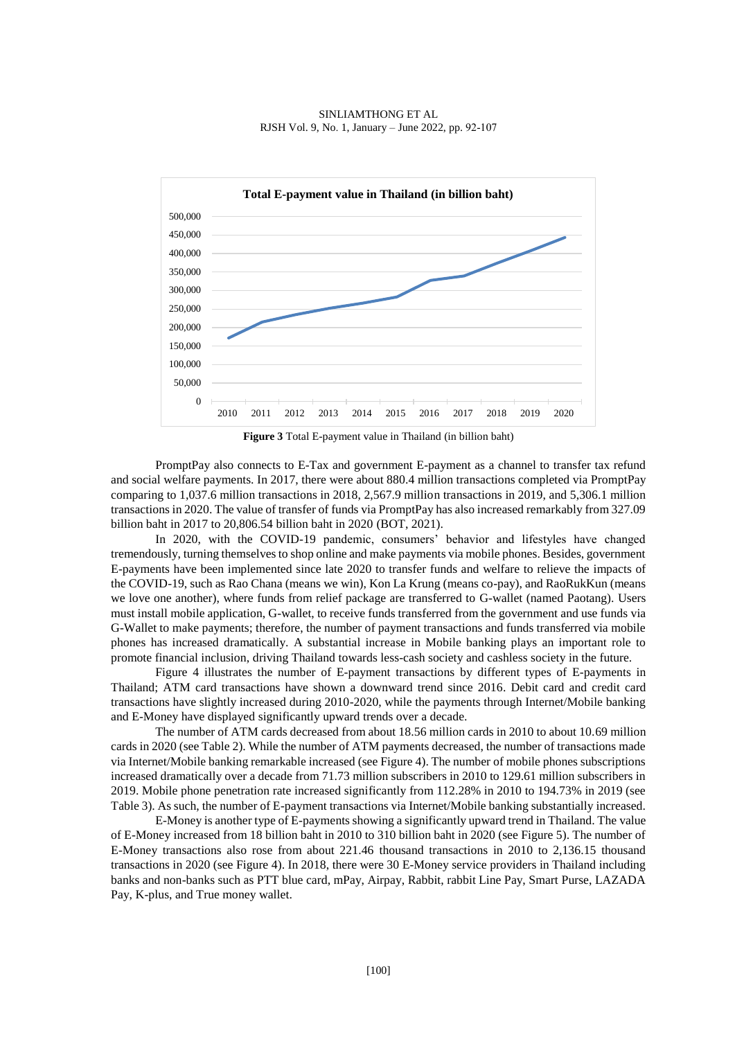**Figure 3** Total E-payment value in Thailand (in billion baht)

PromptPay also connects to E-Tax and government E-payment as a channel to transfer tax refund and social welfare payments. In 2017, there were about 880.4 million transactions completed via PromptPay comparing to 1,037.6 million transactions in 2018, 2,567.9 million transactions in 2019, and 5,306.1 million transactions in 2020. The value of transfer of funds via PromptPay has also increased remarkably from 327.09 billion baht in 2017 to 20,806.54 billion baht in 2020 (BOT, 2021).

In 2020, with the COVID-19 pandemic, consumers' behavior and lifestyles have changed tremendously, turning themselves to shop online and make payments via mobile phones. Besides, government E-payments have been implemented since late 2020 to transfer funds and welfare to relieve the impacts of the COVID-19, such as Rao Chana (means we win), Kon La Krung (means co-pay), and RaoRukKun (means we love one another), where funds from relief package are transferred to G-wallet (named Paotang). Users must install mobile application, G-wallet, to receive funds transferred from the government and use funds via G-Wallet to make payments; therefore, the number of payment transactions and funds transferred via mobile phones has increased dramatically. A substantial increase in Mobile banking plays an important role to promote financial inclusion, driving Thailand towards less-cash society and cashless society in the future.

Figure 4 illustrates the number of E-payment transactions by different types of E-payments in Thailand; ATM card transactions have shown a downward trend since 2016. Debit card and credit card transactions have slightly increased during 2010-2020, while the payments through Internet/Mobile banking and E-Money have displayed significantly upward trends over a decade.

The number of ATM cards decreased from about 18.56 million cards in 2010 to about 10.69 million cards in 2020 (see Table 2). While the number of ATM payments decreased, the number of transactions made via Internet/Mobile banking remarkable increased (see Figure 4). The number of mobile phones subscriptions increased dramatically over a decade from 71.73 million subscribers in 2010 to 129.61 million subscribers in 2019. Mobile phone penetration rate increased significantly from 112.28% in 2010 to 194.73% in 2019 (see Table 3). As such, the number of E-payment transactions via Internet/Mobile banking substantially increased.

E-Money is another type of E-payments showing a significantly upward trend in Thailand. The value of E-Money increased from 18 billion baht in 2010 to 310 billion baht in 2020 (see Figure 5). The number of E-Money transactions also rose from about 221.46 thousand transactions in 2010 to 2,136.15 thousand transactions in 2020 (see Figure 4). In 2018, there were 30 E-Money service providers in Thailand including banks and non-banks such as PTT blue card, mPay, Airpay, Rabbit, rabbit Line Pay, Smart Purse, LAZADA Pay, K-plus, and True money wallet.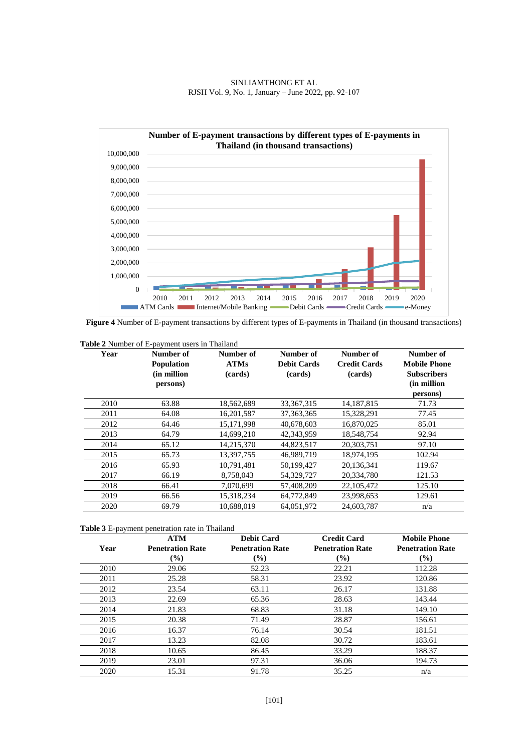**Figure 4** Number of E-payment transactions by different types of E-payments in Thailand (in thousand transactions)

**Table 2** Number of E-payment users in Thailand

| Year | Number of Population (in million persons) | Number of ATMs (cards) | Number of Debit Cards (cards) | Number of Credit Cards (cards) | Number of Mobile Phone Subscribers (in million persons) |
|---|---|---|---|---|---|
| 2010 | 63.88 | 18,562,689 | 33,367,315 | 14,187,815 | 71.73 |
| 2011 | 64.08 | 16,201,587 | 37,363,365 | 15,328,291 | 77.45 |
| 2012 | 64.46 | 15,171,998 | 40,678,603 | 16,870,025 | 85.01 |
| 2013 | 64.79 | 14,699,210 | 42,343,959 | 18,548,754 | 92.94 |
| 2014 | 65.12 | 14,215,370 | 44,823,517 | 20,303,751 | 97.10 |
| 2015 | 65.73 | 13,397,755 | 46,989,719 | 18,974,195 | 102.94 |
| 2016 | 65.93 | 10,791,481 | 50,199,427 | 20,136,341 | 119.67 |
| 2017 | 66.19 | 8,758,043 | 54,329,727 | 20,334,780 | 121.53 |
| 2018 | 66.41 | 7,070,699 | 57,408,209 | 22,105,472 | 125.10 |
| 2019 | 66.56 | 15,318,234 | 64,772,849 | 23,998,653 | 129.61 |
| 2020 | 69.79 | 10,688,019 | 64,051,972 | 24,603,787 | n/a |

**Table 3** E-payment penetration rate in Thailand

| Year | ATM Penetration Rate (%) | Debit Card Penetration Rate (%) | Credit Card Penetration Rate (%) | Mobile Phone Penetration Rate (%) |
|---|---|---|---|---|
| 2010 | 29.06 | 52.23 | 22.21 | 112.28 |
| 2011 | 25.28 | 58.31 | 23.92 | 120.86 |
| 2012 | 23.54 | 63.11 | 26.17 | 131.88 |
| 2013 | 22.69 | 65.36 | 28.63 | 143.44 |
| 2014 | 21.83 | 68.83 | 31.18 | 149.10 |
| 2015 | 20.38 | 71.49 | 28.87 | 156.61 |
| 2016 | 16.37 | 76.14 | 30.54 | 181.51 |
| 2017 | 13.23 | 82.08 | 30.72 | 183.61 |
| 2018 | 10.65 | 86.45 | 33.29 | 188.37 |
| 2019 | 23.01 | 97.31 | 36.06 | 194.73 |
| 2020 | 15.31 | 91.78 | 35.25 | n/a |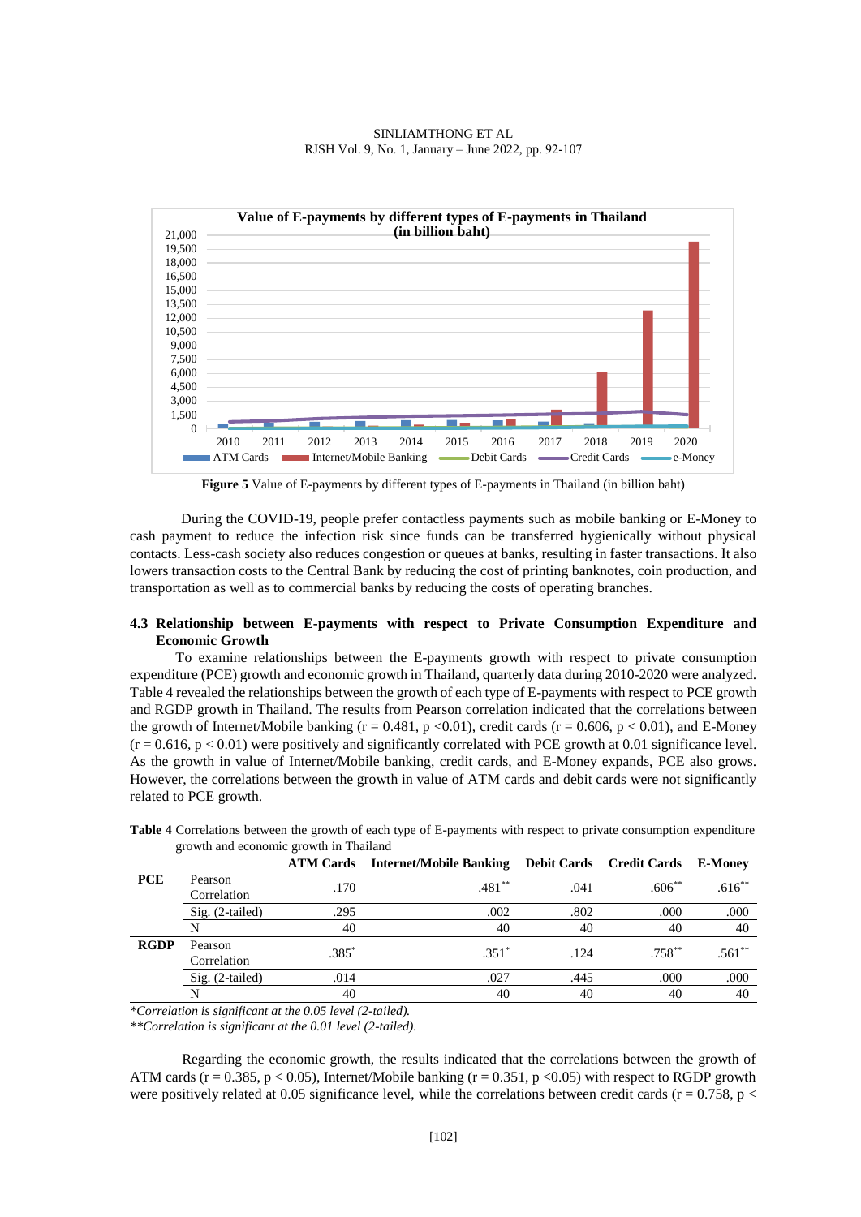**Figure 5** Value of E-payments by different types of E-payments in Thailand (in billion baht)

During the COVID-19, people prefer contactless payments such as mobile banking or E-Money to cash payment to reduce the infection risk since funds can be transferred hygienically without physical contacts. Less-cash society also reduces congestion or queues at banks, resulting in faster transactions. It also lowers transaction costs to the Central Bank by reducing the cost of printing banknotes, coin production, and transportation as well as to commercial banks by reducing the costs of operating branches.

### 4.3 Relationship between E-payments with respect to Private Consumption Expenditure and Economic Growth

To examine relationships between the E-payments growth with respect to private consumption expenditure (PCE) growth and economic growth in Thailand, quarterly data during 2010-2020 were analyzed. Table 4 revealed the relationships between the growth of each type of E-payments with respect to PCE growth and RGDP growth in Thailand. The results from Pearson correlation indicated that the correlations between the growth of Internet/Mobile banking ($r = 0.481$, $p < 0.01$), credit cards ($r = 0.606$, $p < 0.01$), and E-Money ($r = 0.616$, $p < 0.01$) were positively and significantly correlated with PCE growth at 0.01 significance level. As the growth in value of Internet/Mobile banking, credit cards, and E-Money expands, PCE also grows. However, the correlations between the growth in value of ATM cards and debit cards were not significantly related to PCE growth.

**Table 4** Correlations between the growth of each type of E-payments with respect to private consumption expenditure growth and economic growth in Thailand

| | | ATM Cards | Internet/Mobile Banking | Debit Cards | Credit Cards | E-Money |
|---|---|---|---|---|---|---|
| **PCE** | Pearson Correlation | .170 | .481** | .041 | .606** | .616** |
| | Sig. (2-tailed) | .295 | .002 | .802 | .000 | .000 |
| | N | 40 | 40 | 40 | 40 | 40 |
| **RGDP** | Pearson Correlation | .385* | .351* | .124 | .758** | .561** |
| | Sig. (2-tailed) | .014 | .027 | .445 | .000 | .000 |
| | N | 40 | 40 | 40 | 40 | 40 |

*\*Correlation is significant at the 0.05 level (2-tailed).*
*\*\*Correlation is significant at the 0.01 level (2-tailed).*

Regarding the economic growth, the results indicated that the correlations between the growth of ATM cards ($r = 0.385$, $p < 0.05$), Internet/Mobile banking ($r = 0.351$, $p < 0.05$) with respect to RGDP growth were positively related at 0.05 significance level, while the correlations between credit cards ($r = 0.758$, $p <$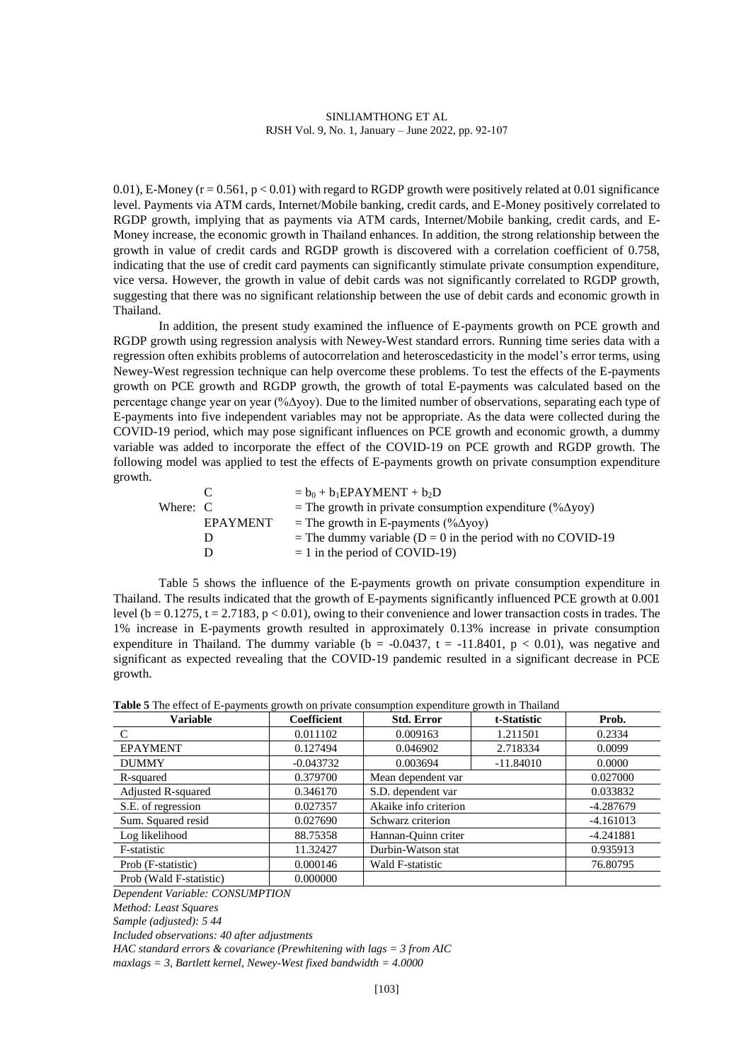0.01), E-Money ($r = 0.561$, $p < 0.01$) with regard to RGDP growth were positively related at 0.01 significance level. Payments via ATM cards, Internet/Mobile banking, credit cards, and E-Money positively correlated to RGDP growth, implying that as payments via ATM cards, Internet/Mobile banking, credit cards, and E-Money increase, the economic growth in Thailand enhances. In addition, the strong relationship between the growth in value of credit cards and RGDP growth is discovered with a correlation coefficient of 0.758, indicating that the use of credit card payments can significantly stimulate private consumption expenditure, vice versa. However, the growth in value of debit cards was not significantly correlated to RGDP growth, suggesting that there was no significant relationship between the use of debit cards and economic growth in Thailand.

In addition, the present study examined the influence of E-payments growth on PCE growth and RGDP growth using regression analysis with Newey-West standard errors. Running time series data with a regression often exhibits problems of autocorrelation and heteroscedasticity in the model's error terms, using Newey-West regression technique can help overcome these problems. To test the effects of the E-payments growth on PCE growth and RGDP growth, the growth of total E-payments was calculated based on the percentage change year on year (%Δyoy). Due to the limited number of observations, separating each type of E-payments into five independent variables may not be appropriate. As the data were collected during the COVID-19 period, which may pose significant influences on PCE growth and economic growth, a dummy variable was added to incorporate the effect of the COVID-19 on PCE growth and RGDP growth. The following model was applied to test the effects of E-payments growth on private consumption expenditure growth.

$$C = b_0 + b_1 EPAYMENT + b_2 D$$

Where: C = The growth in private consumption expenditure (%Δyoy)
EPAYMENT = The growth in E-payments (%Δyoy)
D = The dummy variable (D = 0 in the period with no COVID-19
D = 1 in the period of COVID-19)

Table 5 shows the influence of the E-payments growth on private consumption expenditure in Thailand. The results indicated that the growth of E-payments significantly influenced PCE growth at 0.001 level ($b = 0.1275$, $t = 2.7183$, $p < 0.01$), owing to their convenience and lower transaction costs in trades. The 1% increase in E-payments growth resulted in approximately 0.13% increase in private consumption expenditure in Thailand. The dummy variable ($b = -0.0437$, $t = -11.8401$, $p < 0.01$), was negative and significant as expected revealing that the COVID-19 pandemic resulted in a significant decrease in PCE growth.

**Table 5** The effect of E-payments growth on private consumption expenditure growth in Thailand

| Variable | Coefficient | Std. Error | t-Statistic | Prob. |
|---|---|---|---|---|
| C | 0.011102 | 0.009163 | 1.211501 | 0.2334 |
| EPAYMENT | 0.127494 | 0.046902 | 2.718334 | 0.0099 |
| DUMMY | -0.043732 | 0.003694 | -11.84010 | 0.0000 |
| R-squared | 0.379700 | Mean dependent var | | 0.027000 |
| Adjusted R-squared | 0.346170 | S.D. dependent var | | 0.033832 |
| S.E. of regression | 0.027357 | Akaike info criterion | | -4.287679 |
| Sum. Squared resid | 0.027690 | Schwarz criterion | | -4.161013 |
| Log likelihood | 88.75358 | Hannan-Quinn criter | | -4.241881 |
| F-statistic | 11.32427 | Durbin-Watson stat | | 0.935913 |
| Prob (F-statistic) | 0.000146 | Wald F-statistic | | 76.80795 |
| Prob (Wald F-statistic) | 0.000000 | | | |

*Dependent Variable: CONSUMPTION*
*Method: Least Squares*
*Sample (adjusted): 5 44*
*Included observations: 40 after adjustments*
*HAC standard errors & covariance (Prewhitening with lags = 3 from AIC maxlags = 3, Bartlett kernel, Newey-West fixed bandwidth = 4.0000*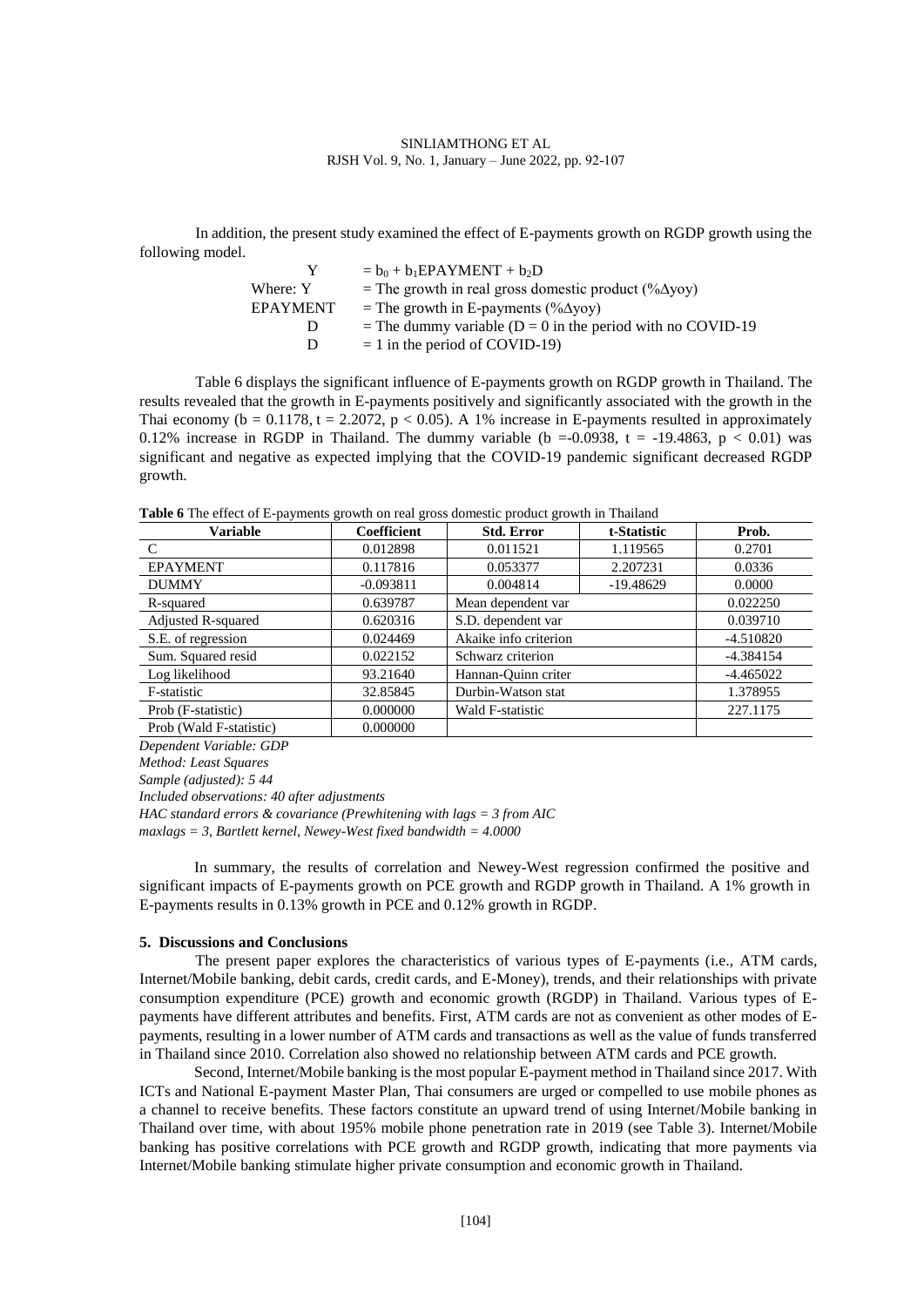In addition, the present study examined the effect of E-payments growth on RGDP growth using the following model.

$$Y = b_0 + b_1 EPAYMENT + b_2 D$$

Where: Y = The growth in real gross domestic product (%Δyoy)

EPAYMENT = The growth in E-payments (%Δyoy)

D = The dummy variable (D = 0 in the period with no COVID-19

D = 1 in the period of COVID-19)

Table 6 displays the significant influence of E-payments growth on RGDP growth in Thailand. The results revealed that the growth in E-payments positively and significantly associated with the growth in the Thai economy ($b = 0.1178$, $t = 2.2072$, $p < 0.05$). A 1% increase in E-payments resulted in approximately 0.12% increase in RGDP in Thailand. The dummy variable ($b = -0.0938$, $t = -19.4863$, $p < 0.01$) was significant and negative as expected implying that the COVID-19 pandemic significant decreased RGDP growth.

**Table 6** The effect of E-payments growth on real gross domestic product growth in Thailand

| Variable | Coefficient | Std. Error | t-Statistic | Prob. |
|---|---|---|---|---|
| C | 0.012898 | 0.011521 | 1.119565 | 0.2701 |
| EPAYMENT | 0.117816 | 0.053377 | 2.207231 | 0.0336 |
| DUMMY | -0.093811 | 0.004814 | -19.48629 | 0.0000 |
| R-squared | 0.639787 | Mean dependent var | | 0.022250 |
| Adjusted R-squared | 0.620316 | S.D. dependent var | | 0.039710 |
| S.E. of regression | 0.024469 | Akaike info criterion | | -4.510820 |
| Sum. Squared resid | 0.022152 | Schwarz criterion | | -4.384154 |
| Log likelihood | 93.21640 | Hannan-Quinn criter | | -4.465022 |
| F-statistic | 32.85845 | Durbin-Watson stat | | 1.378955 |
| Prob (F-statistic) | 0.000000 | Wald F-statistic | | 227.1175 |
| Prob (Wald F-statistic) | 0.000000 | | | |

*Dependent Variable: GDP*
*Method: Least Squares*
*Sample (adjusted): 5 44*
*Included observations: 40 after adjustments*
*HAC standard errors & covariance (Prewhitening with lags = 3 from AIC maxlags = 3, Bartlett kernel, Newey-West fixed bandwidth = 4.0000*

In summary, the results of correlation and Newey-West regression confirmed the positive and significant impacts of E-payments growth on PCE growth and RGDP growth in Thailand. A 1% growth in E-payments results in 0.13% growth in PCE and 0.12% growth in RGDP.

## 5. Discussions and Conclusions

The present paper explores the characteristics of various types of E-payments (i.e., ATM cards, Internet/Mobile banking, debit cards, credit cards, and E-Money), trends, and their relationships with private consumption expenditure (PCE) growth and economic growth (RGDP) in Thailand. Various types of E-payments have different attributes and benefits. First, ATM cards are not as convenient as other modes of E-payments, resulting in a lower number of ATM cards and transactions as well as the value of funds transferred in Thailand since 2010. Correlation also showed no relationship between ATM cards and PCE growth.

Second, Internet/Mobile banking is the most popular E-payment method in Thailand since 2017. With ICTs and National E-payment Master Plan, Thai consumers are urged or compelled to use mobile phones as a channel to receive benefits. These factors constitute an upward trend of using Internet/Mobile banking in Thailand over time, with about 195% mobile phone penetration rate in 2019 (see Table 3). Internet/Mobile banking has positive correlations with PCE growth and RGDP growth, indicating that more payments via Internet/Mobile banking stimulate higher private consumption and economic growth in Thailand.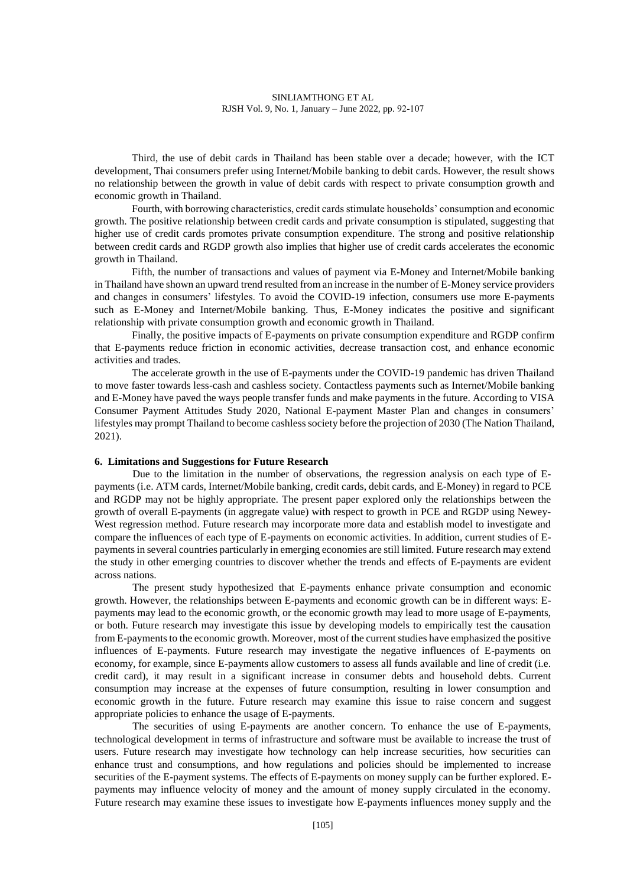Third, the use of debit cards in Thailand has been stable over a decade; however, with the ICT development, Thai consumers prefer using Internet/Mobile banking to debit cards. However, the result shows no relationship between the growth in value of debit cards with respect to private consumption growth and economic growth in Thailand.

Fourth, with borrowing characteristics, credit cards stimulate households' consumption and economic growth. The positive relationship between credit cards and private consumption is stipulated, suggesting that higher use of credit cards promotes private consumption expenditure. The strong and positive relationship between credit cards and RGDP growth also implies that higher use of credit cards accelerates the economic growth in Thailand.

Fifth, the number of transactions and values of payment via E-Money and Internet/Mobile banking in Thailand have shown an upward trend resulted from an increase in the number of E-Money service providers and changes in consumers' lifestyles. To avoid the COVID-19 infection, consumers use more E-payments such as E-Money and Internet/Mobile banking. Thus, E-Money indicates the positive and significant relationship with private consumption growth and economic growth in Thailand.

Finally, the positive impacts of E-payments on private consumption expenditure and RGDP confirm that E-payments reduce friction in economic activities, decrease transaction cost, and enhance economic activities and trades.

The accelerate growth in the use of E-payments under the COVID-19 pandemic has driven Thailand to move faster towards less-cash and cashless society. Contactless payments such as Internet/Mobile banking and E-Money have paved the ways people transfer funds and make payments in the future. According to VISA Consumer Payment Attitudes Study 2020, National E-payment Master Plan and changes in consumers' lifestyles may prompt Thailand to become cashless society before the projection of 2030 (The Nation Thailand, 2021).

## 6. Limitations and Suggestions for Future Research

Due to the limitation in the number of observations, the regression analysis on each type of E-payments (i.e. ATM cards, Internet/Mobile banking, credit cards, debit cards, and E-Money) in regard to PCE and RGDP may not be highly appropriate. The present paper explored only the relationships between the growth of overall E-payments (in aggregate value) with respect to growth in PCE and RGDP using Newey-West regression method. Future research may incorporate more data and establish model to investigate and compare the influences of each type of E-payments on economic activities. In addition, current studies of E-payments in several countries particularly in emerging economies are still limited. Future research may extend the study in other emerging countries to discover whether the trends and effects of E-payments are evident across nations.

The present study hypothesized that E-payments enhance private consumption and economic growth. However, the relationships between E-payments and economic growth can be in different ways: E-payments may lead to the economic growth, or the economic growth may lead to more usage of E-payments, or both. Future research may investigate this issue by developing models to empirically test the causation from E-payments to the economic growth. Moreover, most of the current studies have emphasized the positive influences of E-payments. Future research may investigate the negative influences of E-payments on economy, for example, since E-payments allow customers to assess all funds available and line of credit (i.e. credit card), it may result in a significant increase in consumer debts and household debts. Current consumption may increase at the expenses of future consumption, resulting in lower consumption and economic growth in the future. Future research may examine this issue to raise concern and suggest appropriate policies to enhance the usage of E-payments.

The securities of using E-payments are another concern. To enhance the use of E-payments, technological development in terms of infrastructure and software must be available to increase the trust of users. Future research may investigate how technology can help increase securities, how securities can enhance trust and consumptions, and how regulations and policies should be implemented to increase securities of the E-payment systems. The effects of E-payments on money supply can be further explored. E-payments may influence velocity of money and the amount of money supply circulated in the economy. Future research may examine these issues to investigate how E-payments influences money supply and the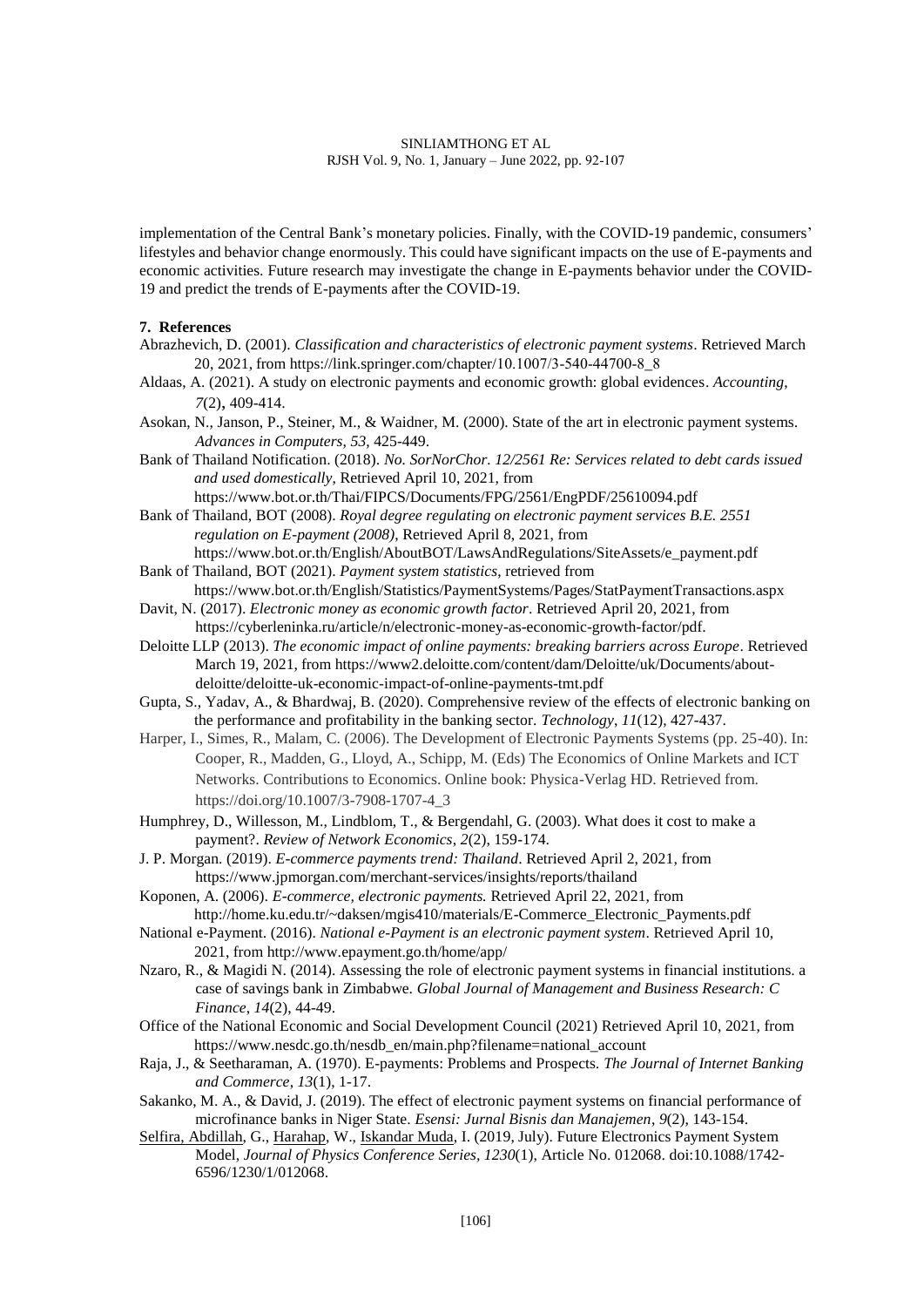implementation of the Central Bank's monetary policies. Finally, with the COVID-19 pandemic, consumers' lifestyles and behavior change enormously. This could have significant impacts on the use of E-payments and economic activities. Future research may investigate the change in E-payments behavior under the COVID-19 and predict the trends of E-payments after the COVID-19.

## 7. References

Abrazhevich, D. (2001). *Classification and characteristics of electronic payment systems*. Retrieved March 20, 2021, from https://link.springer.com/chapter/10.1007/3-540-44700-8_8

Aldaas, A. (2021). A study on electronic payments and economic growth: global evidences. *Accounting*, *7*(2), 409-414.

Asokan, N., Janson, P., Steiner, M., & Waidner, M. (2000). State of the art in electronic payment systems. *Advances in Computers*, *53*, 425-449.

Bank of Thailand Notification. (2018). *No. SorNorChor. 12/2561 Re: Services related to debt cards issued and used domestically*, Retrieved April 10, 2021, from https://www.bot.or.th/Thai/FIPCS/Documents/FPG/2561/EngPDF/25610094.pdf

Bank of Thailand, BOT (2008). *Royal degree regulating on electronic payment services B.E. 2551 regulation on E-payment (2008)*, Retrieved April 8, 2021, from https://www.bot.or.th/English/AboutBOT/LawsAndRegulations/SiteAssets/e_payment.pdf

Bank of Thailand, BOT (2021). *Payment system statistics*, retrieved from https://www.bot.or.th/English/Statistics/PaymentSystems/Pages/StatPaymentTransactions.aspx

Davit, N. (2017). *Electronic money as economic growth factor*. Retrieved April 20, 2021, from https://cyberleninka.ru/article/n/electronic-money-as-economic-growth-factor/pdf.

Deloitte LLP (2013). *The economic impact of online payments: breaking barriers across Europe*. Retrieved March 19, 2021, from https://www2.deloitte.com/content/dam/Deloitte/uk/Documents/about-deloitte/deloitte-uk-economic-impact-of-online-payments-tmt.pdf

Gupta, S., Yadav, A., & Bhardwaj, B. (2020). Comprehensive review of the effects of electronic banking on the performance and profitability in the banking sector. *Technology*, *11*(12), 427-437.

Harper, I., Simes, R., Malam, C. (2006). The Development of Electronic Payments Systems (pp. 25-40). In: Cooper, R., Madden, G., Lloyd, A., Schipp, M. (Eds) The Economics of Online Markets and ICT Networks. Contributions to Economics. Online book: Physica-Verlag HD. Retrieved from. https://doi.org/10.1007/3-7908-1707-4_3

Humphrey, D., Willesson, M., Lindblom, T., & Bergendahl, G. (2003). What does it cost to make a payment?. *Review of Network Economics*, *2*(2), 159-174.

J. P. Morgan. (2019). *E-commerce payments trend: Thailand*. Retrieved April 2, 2021, from https://www.jpmorgan.com/merchant-services/insights/reports/thailand

Koponen, A. (2006). *E-commerce, electronic payments.* Retrieved April 22, 2021, from http://home.ku.edu.tr/~daksen/mgis410/materials/E-Commerce_Electronic_Payments.pdf

National e-Payment. (2016). *National e-Payment is an electronic payment system*. Retrieved April 10, 2021, from http://www.epayment.go.th/home/app/

Nzaro, R., & Magidi N. (2014). Assessing the role of electronic payment systems in financial institutions. a case of savings bank in Zimbabwe. *Global Journal of Management and Business Research: C Finance*, *14*(2), 44-49.

Office of the National Economic and Social Development Council (2021) Retrieved April 10, 2021, from https://www.nesdc.go.th/nesdb_en/main.php?filename=national_account

Raja, J., & Seetharaman, A. (1970). E-payments: Problems and Prospects. *The Journal of Internet Banking and Commerce*, *13*(1), 1-17.

Sakanko, M. A., & David, J. (2019). The effect of electronic payment systems on financial performance of microfinance banks in Niger State. *Esensi: Jurnal Bisnis dan Manajemen*, *9*(2), 143-154.

Selfira, Abdillah, G., Harahap, W., Iskandar Muda, I. (2019, July). Future Electronics Payment System Model, *Journal of Physics Conference Series*, *1230*(1), Article No. 012068. doi:10.1088/1742-6596/1230/1/012068.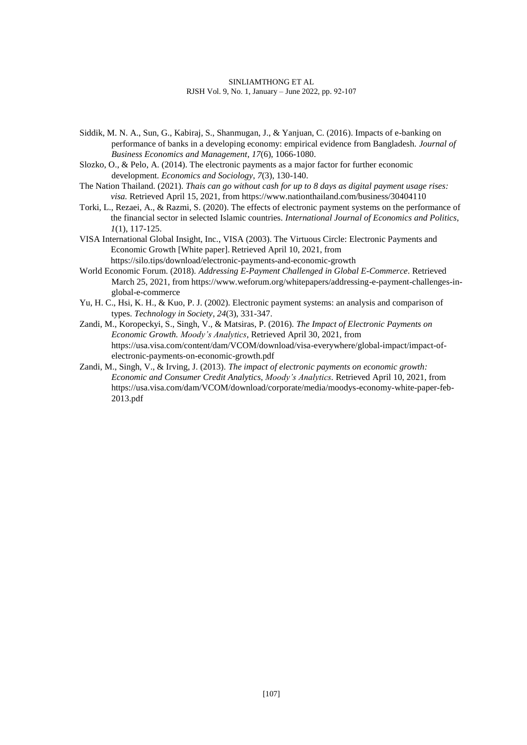Siddik, M. N. A., Sun, G., Kabiraj, S., Shanmugan, J., & Yanjuan, C. (2016). Impacts of e-banking on performance of banks in a developing economy: empirical evidence from Bangladesh. *Journal of Business Economics and Management*, *17*(6), 1066-1080.

Slozko, O., & Pelo, A. (2014). The electronic payments as a major factor for further economic development. *Economics and Sociology*, *7*(3), 130-140.

The Nation Thailand. (2021). *Thais can go without cash for up to 8 days as digital payment usage rises: visa.* Retrieved April 15, 2021, from https://www.nationthailand.com/business/30404110

Torki, L., Rezaei, A., & Razmi, S. (2020). The effects of electronic payment systems on the performance of the financial sector in selected Islamic countries. *International Journal of Economics and Politics*, *1*(1), 117-125.

VISA International Global Insight, Inc., VISA (2003). The Virtuous Circle: Electronic Payments and Economic Growth [White paper]. Retrieved April 10, 2021, from https://silo.tips/download/electronic-payments-and-economic-growth

World Economic Forum. (2018). *Addressing E-Payment Challenged in Global E-Commerce*. Retrieved March 25, 2021, from https://www.weforum.org/whitepapers/addressing-e-payment-challenges-in-global-e-commerce

Yu, H. C., Hsi, K. H., & Kuo, P. J. (2002). Electronic payment systems: an analysis and comparison of types. *Technology in Society*, *24*(3), 331-347.

Zandi, M., Koropeckyi, S., Singh, V., & Matsiras, P. (2016). *The Impact of Electronic Payments on Economic Growth. Moody's Analytics*, Retrieved April 30, 2021, from https://usa.visa.com/content/dam/VCOM/download/visa-everywhere/global-impact/impact-of-electronic-payments-on-economic-growth.pdf

Zandi, M., Singh, V., & Irving, J. (2013). *The impact of electronic payments on economic growth: Economic and Consumer Credit Analytics, Moody's Analytics*. Retrieved April 10, 2021, from https://usa.visa.com/dam/VCOM/download/corporate/media/moodys-economy-white-paper-feb-2013.pdf